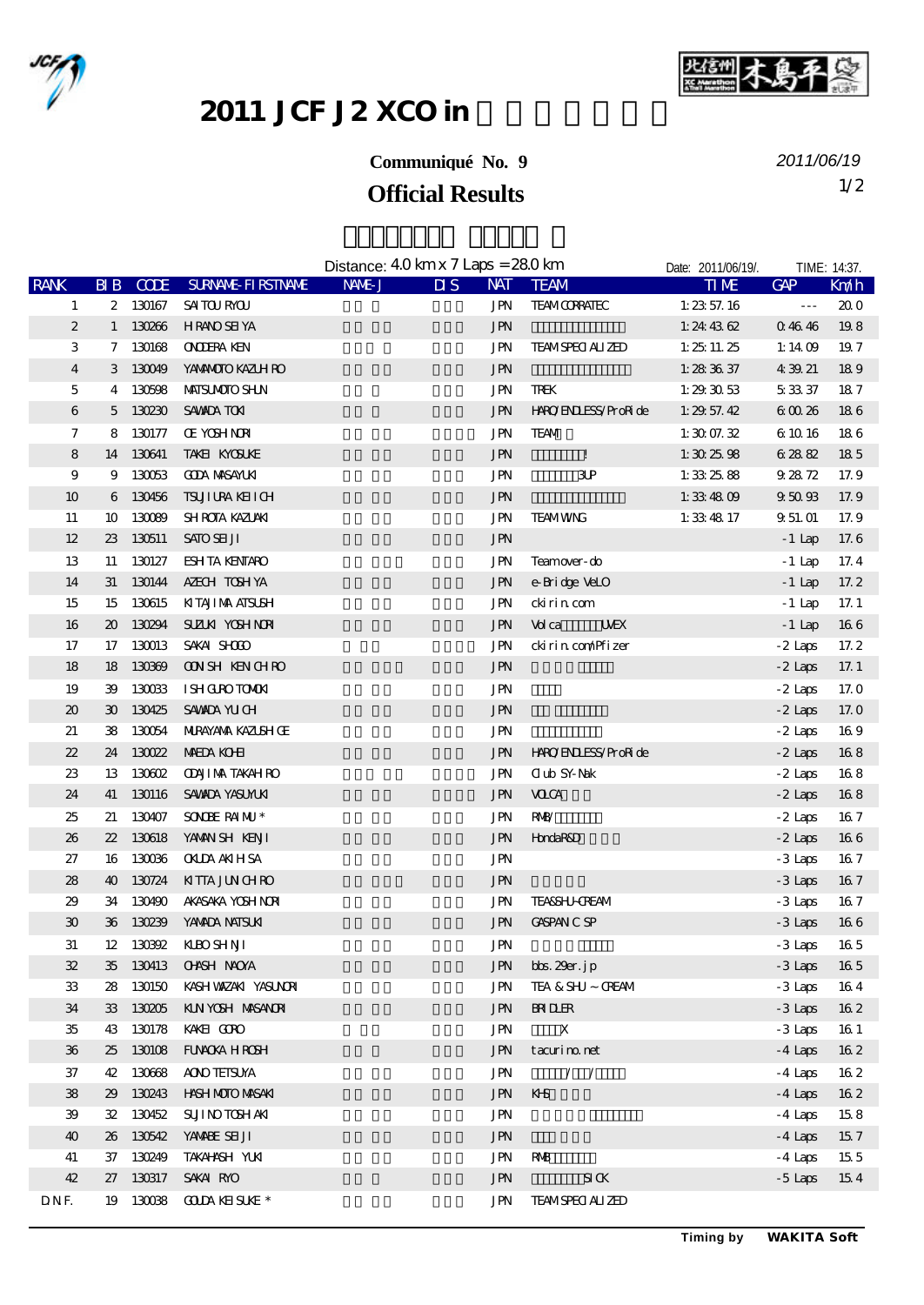# 2011 JCF J2 XCO in

**Communiqué No. 9**

2011/06/19

## Official Results

Distance: 4.0 km x 7 Laps = 28.0 km

Date: 2011/06/19/. TIME: 14:37.

| RANK | BIB | CODE | SURNAME-FIRSTNAME | NAME-J | DIS | NAT | TEAM | TIME | GAP | Km/h |
|---|---|---|---|---|---|---|---|---|---|---|
| 1 | 2 | 130167 | SAITOU RYOU | | | JPN | TEAM CORRATEC | 1:23:57.16 | --- | 20.0 |
| 2 | 1 | 130266 | HIRANO SEIYA | | | JPN | | 1:24:43.62 | 0:46.46 | 19.8 |
| 3 | 7 | 130168 | ONODERA KEN | | | JPN | TEAM SPECIALIZED | 1:25:11.25 | 1:14.09 | 19.7 |
| 4 | 3 | 130049 | YAMAMOTO KAZUHIRO | | | JPN | | 1:28:36.37 | 4:39.21 | 18.9 |
| 5 | 4 | 130598 | MATSUMOTO SHUN | | | JPN | TREK | 1:29:30.53 | 5:33.37 | 18.7 |
| 6 | 5 | 130230 | SAWADA TOKI | | | JPN | HARO/ENDLESS/ProRide | 1:29:57.42 | 6:00.26 | 18.6 |
| 7 | 8 | 130177 | OE YOSHINORI | | | JPN | TEAM | 1:30:07.32 | 6:10.16 | 18.6 |
| 8 | 14 | 130641 | TAKEI KYOSUKE | | | JPN | ! | 1:30:25.98 | 6:28.82 | 18.5 |
| 9 | 9 | 130053 | GODA MASAYUKI | | | JPN | 3UP | 1:33:25.88 | 9:28.72 | 17.9 |
| 10 | 6 | 130456 | TSUJIURA KEIICHI | | | JPN | | 1:33:48.09 | 9:50.93 | 17.9 |
| 11 | 10 | 130089 | SHIROTA KAZUAKI | | | JPN | TEAM WING | 1:33:48.17 | 9:51.01 | 17.9 |
| 12 | 23 | 130511 | SATO SEIJI | | | JPN | | | -1 Lap | 17.6 |
| 13 | 11 | 130127 | ESHITA KENTARO | | | JPN | Team over-do | | -1 Lap | 17.4 |
| 14 | 31 | 130144 | AZECHI TOSHIYA | | | JPN | e-Bridge VeLO | | -1 Lap | 17.2 |
| 15 | 15 | 130615 | KITAJIMA ATSUSHI | | | JPN | ckirin.com | | -1 Lap | 17.1 |
| 16 | 20 | 130294 | SUZUKI YOSHINORI | | | JPN | Volca UVEX | | -1 Lap | 16.6 |
| 17 | 17 | 130013 | SAKAI SHOGO | | | JPN | ckirin.com/Pfizer | | -2 Laps | 17.2 |
| 18 | 18 | 130369 | OONISHI KENICHIRO | | | JPN | | | -2 Laps | 17.1 |
| 19 | 39 | 130033 | ISHIGURO TOMOKI | | | JPN | | | -2 Laps | 17.0 |
| 20 | 30 | 130425 | SAWADA YUICHI | | | JPN | | | -2 Laps | 17.0 |
| 21 | 38 | 130054 | MURAYAMA KAZUSHIGE | | | JPN | | | -2 Laps | 16.9 |
| 22 | 24 | 130022 | MAEDA KOHEI | | | JPN | HARO/ENDLESS/ProRide | | -2 Laps | 16.8 |
| 23 | 13 | 130602 | ODAJIMA TAKAHIRO | | | JPN | Club SY-Nak | | -2 Laps | 16.8 |
| 24 | 41 | 130116 | SAWADA YASUYUKI | | | JPN | VOLCA | | -2 Laps | 16.8 |
| 25 | 21 | 130407 | SONOBE RAIMU * | | | JPN | RMB/ | | -2 Laps | 16.7 |
| 26 | 22 | 130618 | YAMANISHI KENJI | | | JPN | HondaR&D | | -2 Laps | 16.6 |
| 27 | 16 | 130036 | OKUDA AKIHISA | | | JPN | | | -3 Laps | 16.7 |
| 28 | 40 | 130724 | KITTA JUNICHIRO | | | JPN | | | -3 Laps | 16.7 |
| 29 | 34 | 130490 | AKASAKA YOSHINORI | | | JPN | TEA&SHU-CREAM | | -3 Laps | 16.7 |
| 30 | 36 | 130239 | YAMADA NATSUKI | | | JPN | GASPANIC SP | | -3 Laps | 16.6 |
| 31 | 12 | 130392 | KUBO SHINJI | | | JPN | | | -3 Laps | 16.5 |
| 32 | 35 | 130413 | OHASHI NAOYA | | | JPN | bbs.29er.jp | | -3 Laps | 16.5 |
| 33 | 28 | 130150 | KASHIWAZAKI YASUNORI | | | JPN | TEA & SHU ~ CREAM | | -3 Laps | 16.4 |
| 34 | 33 | 130205 | KUNIYOSHI MASANORI | | | JPN | BRIDLER | | -3 Laps | 16.2 |
| 35 | 43 | 130178 | KAKEI GORO | | | JPN | X | | -3 Laps | 16.1 |
| 36 | 25 | 130108 | FUNAOKA HIROSHI | | | JPN | tacurino.net | | -4 Laps | 16.2 |
| 37 | 42 | 130668 | AONO TETSUYA | | | JPN | / / | | -4 Laps | 16.2 |
| 38 | 29 | 130243 | HASHIMOTO MASAKI | | | JPN | KHS | | -4 Laps | 16.2 |
| 39 | 32 | 130452 | SUJINO TOSHIAKI | | | JPN | | | -4 Laps | 15.8 |
| 40 | 26 | 130542 | YAMABE SEIJI | | | JPN | | | -4 Laps | 15.7 |
| 41 | 37 | 130249 | TAKAHASHI YUKI | | | JPN | RMB | | -4 Laps | 15.5 |
| 42 | 27 | 130317 | SAKAI RYO | | | JPN | SICK | | -5 Laps | 15.4 |
| DNF. | 19 | 130038 | GOUDA KEISUKE * | | | JPN | TEAM SPECIALIZED | | | |

Timing by WAKITA Soft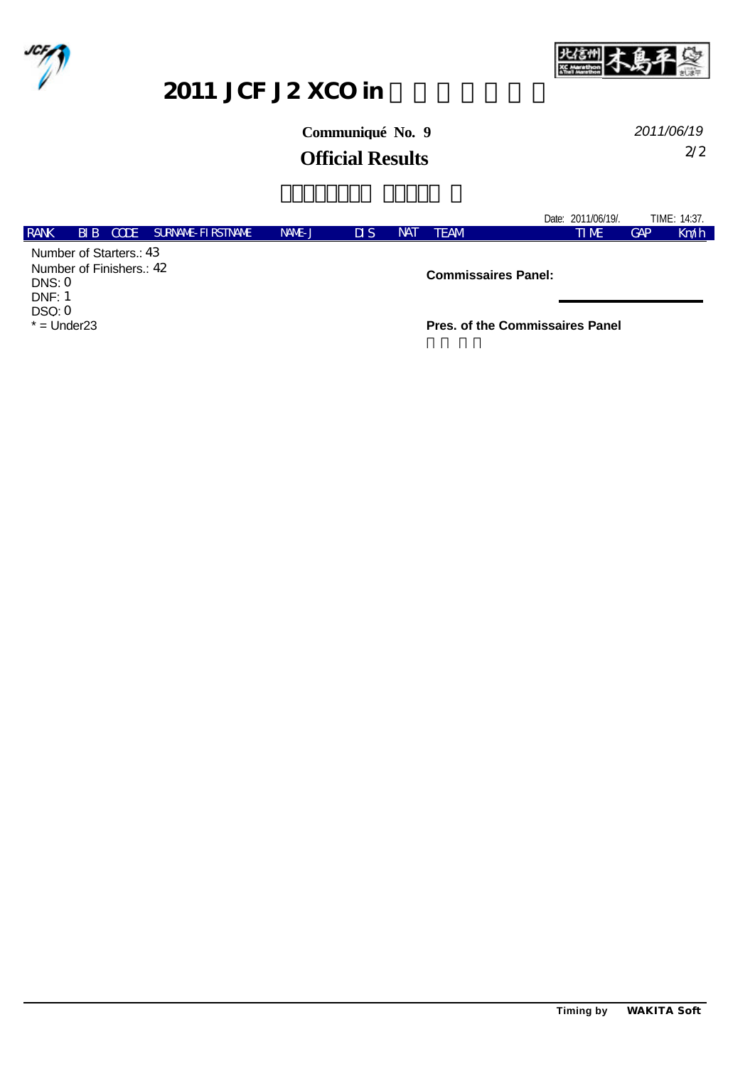# 2011 JCF J2 XCO in

**Communiqué No. 9**

2011/06/19

## Official Results

Date: 2011/06/19/. TIME: 14:37.

| RANK | BIB | CODE | SURNAME-FIRSTNAME | NAME-J | DIS | NAT | TEAM | TIME | GAP | Km/h |
|---|---|---|---|---|---|---|---|---|---|---|

Number of Starters.: 43
Number of Finishers.: 42
DNS: 0
DNF: 1
DSQ: 0
* = Under23

**Commissaires Panel:**

**Pres. of the Commissaires Panel**

Timing by **WAKITA Soft**